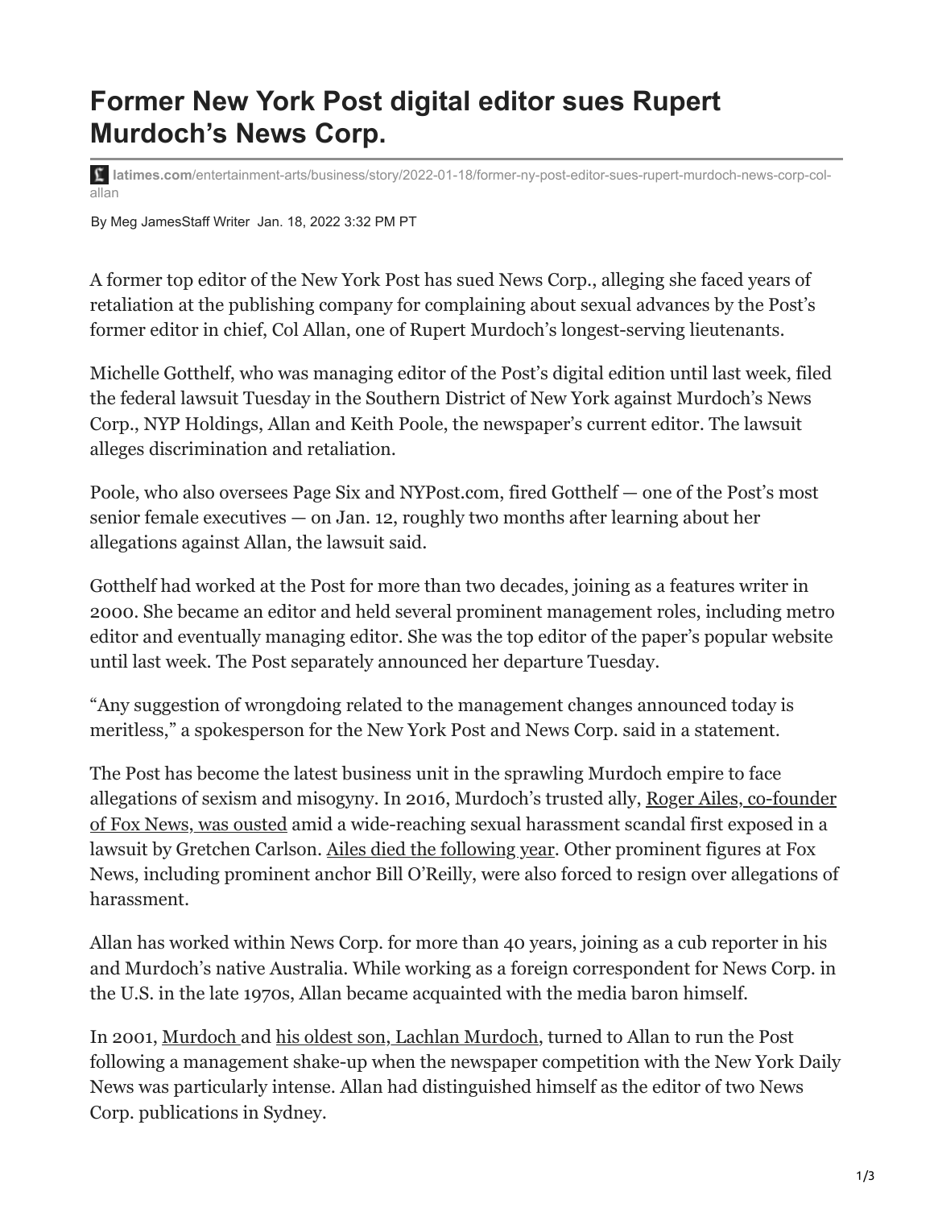# Former New York Post digital editor sues Rupert Murdoch's News Corp.

latimes.com/entertainment-arts/business/story/2022-01-18/former-ny-post-editor-sues-rupert-murdoch-news-corp-col-allan

By Meg JamesStaff Writer Jan. 18, 2022 3:32 PM PT

A former top editor of the New York Post has sued News Corp., alleging she faced years of retaliation at the publishing company for complaining about sexual advances by the Post's former editor in chief, Col Allan, one of Rupert Murdoch's longest-serving lieutenants.

Michelle Gotthelf, who was managing editor of the Post's digital edition until last week, filed the federal lawsuit Tuesday in the Southern District of New York against Murdoch's News Corp., NYP Holdings, Allan and Keith Poole, the newspaper's current editor. The lawsuit alleges discrimination and retaliation.

Poole, who also oversees Page Six and NYPost.com, fired Gotthelf — one of the Post's most senior female executives — on Jan. 12, roughly two months after learning about her allegations against Allan, the lawsuit said.

Gotthelf had worked at the Post for more than two decades, joining as a features writer in 2000. She became an editor and held several prominent management roles, including metro editor and eventually managing editor. She was the top editor of the paper's popular website until last week. The Post separately announced her departure Tuesday.

"Any suggestion of wrongdoing related to the management changes announced today is meritless," a spokesperson for the New York Post and News Corp. said in a statement.

The Post has become the latest business unit in the sprawling Murdoch empire to face allegations of sexism and misogyny. In 2016, Murdoch's trusted ally, Roger Ailes, co-founder of Fox News, was ousted amid a wide-reaching sexual harassment scandal first exposed in a lawsuit by Gretchen Carlson. Ailes died the following year. Other prominent figures at Fox News, including prominent anchor Bill O'Reilly, were also forced to resign over allegations of harassment.

Allan has worked within News Corp. for more than 40 years, joining as a cub reporter in his and Murdoch's native Australia. While working as a foreign correspondent for News Corp. in the U.S. in the late 1970s, Allan became acquainted with the media baron himself.

In 2001, Murdoch and his oldest son, Lachlan Murdoch, turned to Allan to run the Post following a management shake-up when the newspaper competition with the New York Daily News was particularly intense. Allan had distinguished himself as the editor of two News Corp. publications in Sydney.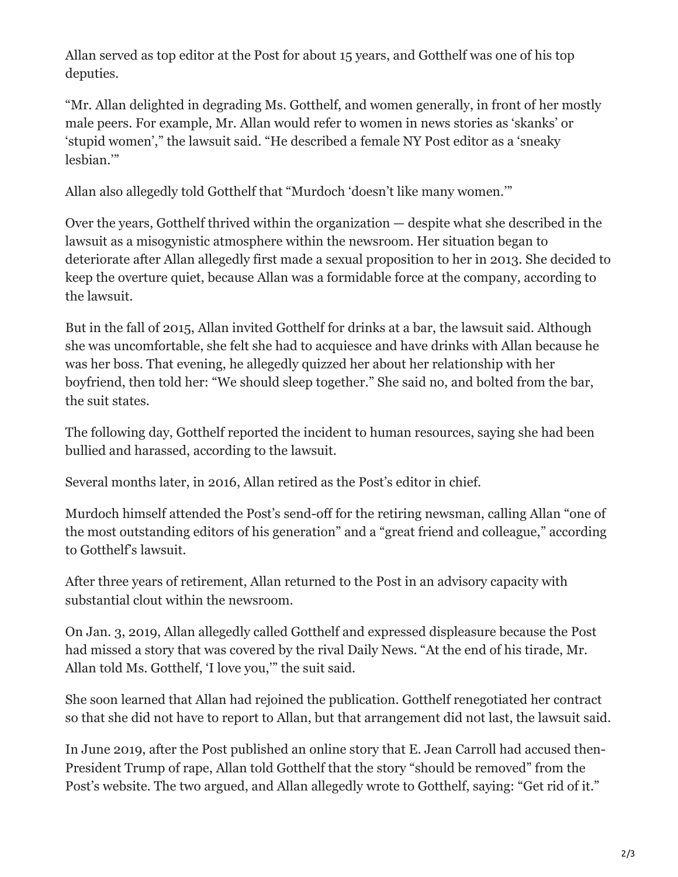Allan served as top editor at the Post for about 15 years, and Gotthelf was one of his top deputies.

"Mr. Allan delighted in degrading Ms. Gotthelf, and women generally, in front of her mostly male peers. For example, Mr. Allan would refer to women in news stories as 'skanks' or 'stupid women'," the lawsuit said. "He described a female NY Post editor as a 'sneaky lesbian.'"

Allan also allegedly told Gotthelf that "Murdoch 'doesn't like many women.'"

Over the years, Gotthelf thrived within the organization — despite what she described in the lawsuit as a misogynistic atmosphere within the newsroom. Her situation began to deteriorate after Allan allegedly first made a sexual proposition to her in 2013. She decided to keep the overture quiet, because Allan was a formidable force at the company, according to the lawsuit.

But in the fall of 2015, Allan invited Gotthelf for drinks at a bar, the lawsuit said. Although she was uncomfortable, she felt she had to acquiesce and have drinks with Allan because he was her boss. That evening, he allegedly quizzed her about her relationship with her boyfriend, then told her: "We should sleep together." She said no, and bolted from the bar, the suit states.

The following day, Gotthelf reported the incident to human resources, saying she had been bullied and harassed, according to the lawsuit.

Several months later, in 2016, Allan retired as the Post's editor in chief.

Murdoch himself attended the Post's send-off for the retiring newsman, calling Allan "one of the most outstanding editors of his generation" and a "great friend and colleague," according to Gotthelf's lawsuit.

After three years of retirement, Allan returned to the Post in an advisory capacity with substantial clout within the newsroom.

On Jan. 3, 2019, Allan allegedly called Gotthelf and expressed displeasure because the Post had missed a story that was covered by the rival Daily News. "At the end of his tirade, Mr. Allan told Ms. Gotthelf, 'I love you,'" the suit said.

She soon learned that Allan had rejoined the publication. Gotthelf renegotiated her contract so that she did not have to report to Allan, but that arrangement did not last, the lawsuit said.

In June 2019, after the Post published an online story that E. Jean Carroll had accused then-President Trump of rape, Allan told Gotthelf that the story "should be removed" from the Post's website. The two argued, and Allan allegedly wrote to Gotthelf, saying: "Get rid of it."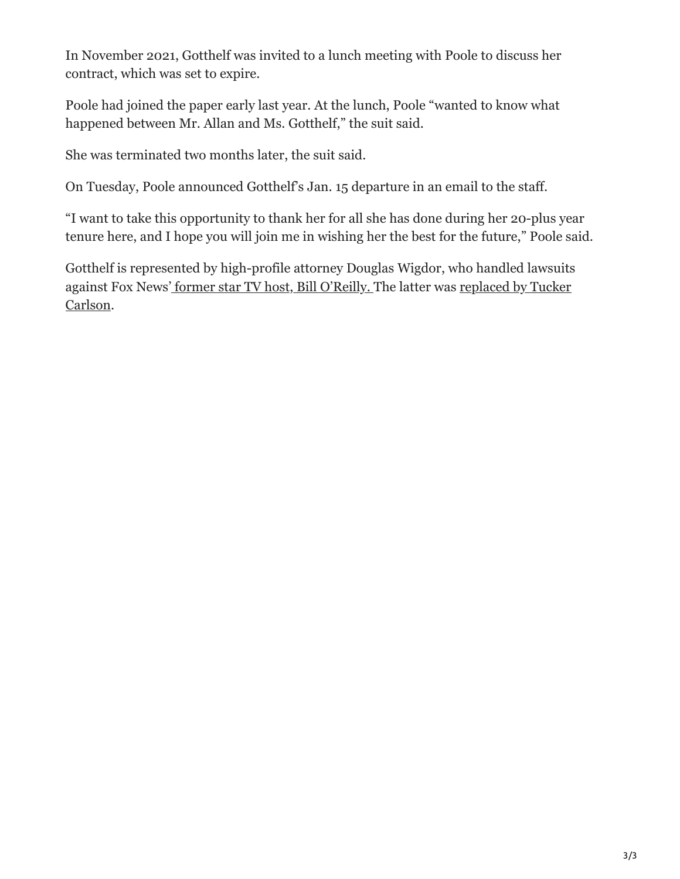In November 2021, Gotthelf was invited to a lunch meeting with Poole to discuss her contract, which was set to expire.

Poole had joined the paper early last year. At the lunch, Poole "wanted to know what happened between Mr. Allan and Ms. Gotthelf," the suit said.

She was terminated two months later, the suit said.

On Tuesday, Poole announced Gotthelf's Jan. 15 departure in an email to the staff.

"I want to take this opportunity to thank her for all she has done during her 20-plus year tenure here, and I hope you will join me in wishing her the best for the future," Poole said.

Gotthelf is represented by high-profile attorney Douglas Wigdor, who handled lawsuits against Fox News' former star TV host, Bill O'Reilly. The latter was replaced by Tucker Carlson.